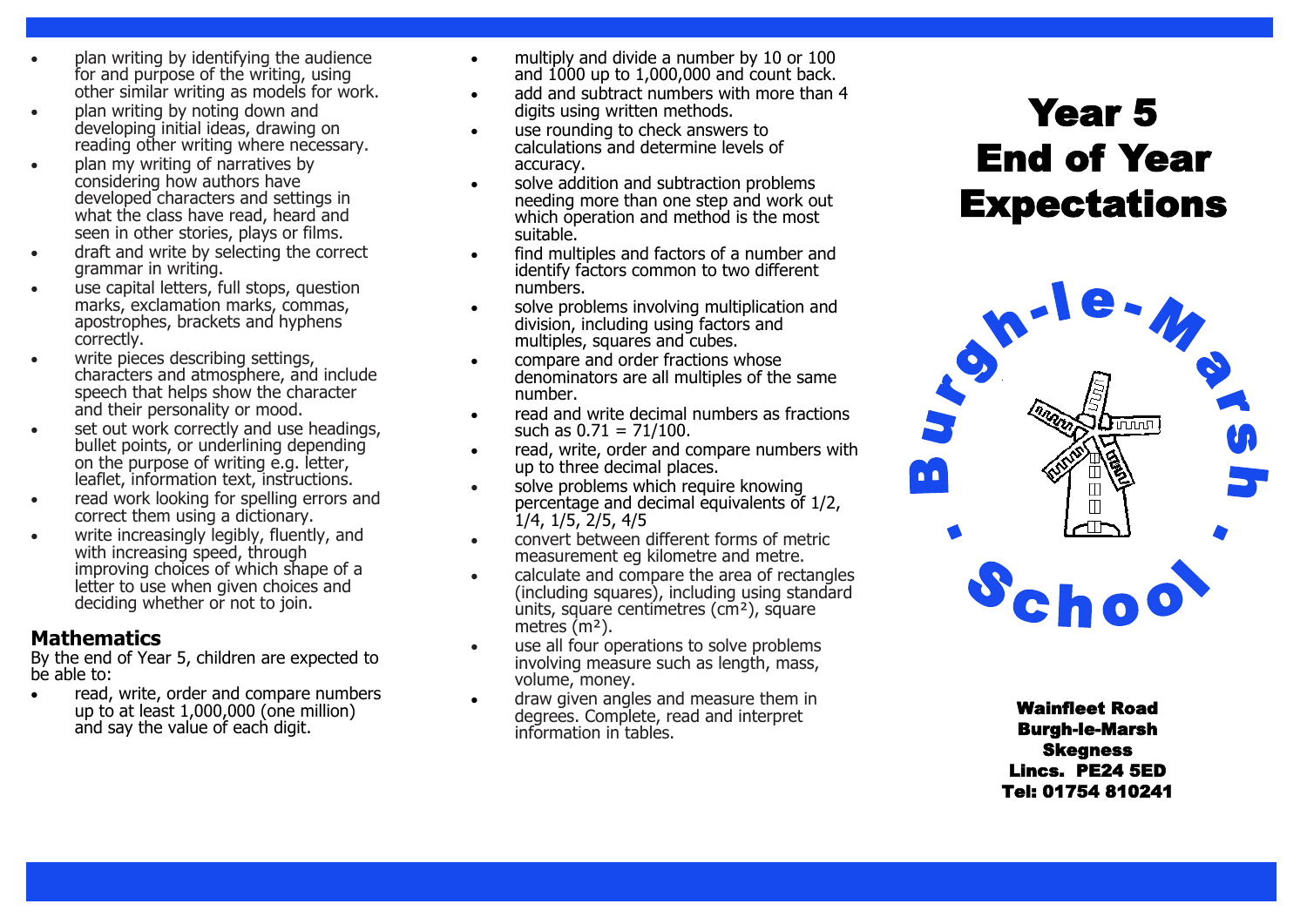- plan writing by identifying the audience for and purpose of the writing, using other similar writing as models for work.
- plan writing by noting down and developing initial ideas, drawing on reading other writing where necessary.
- plan my writing of narratives by considering how authors have developed characters and settings in what the class have read, heard and seen in other stories, plays or films.
- draft and write by selecting the correct grammar in writing.
- use capital letters, full stops, question marks, exclamation marks, commas, apostrophes, brackets and hyphens correctly.
- write pieces describing settings, characters and atmosphere, and include speech that helps show the character and their personality or mood.
- set out work correctly and use headings, bullet points, or underlining depending on the purpose of writing e.g. letter, leaflet, information text, instructions.
- read work looking for spelling errors and correct them using a dictionary.
- write increasingly legibly, fluently, and with increasing speed, through improving choices of which shape of a letter to use when given choices and deciding whether or not to join.

## Mathematics

By the end of Year 5, children are expected to be able to:

- read, write, order and compare numbers up to at least 1,000,000 (one million) and say the value of each digit.
- multiply and divide a number by 10 or 100 and 1000 up to 1,000,000 and count back.
- add and subtract numbers with more than 4 digits using written methods.
- use rounding to check answers to calculations and determine levels of accuracy.
- solve addition and subtraction problems needing more than one step and work out which operation and method is the most suitable.
- find multiples and factors of a number and identify factors common to two different numbers.
- solve problems involving multiplication and division, including using factors and multiples, squares and cubes.
- compare and order fractions whose denominators are all multiples of the same number.
- read and write decimal numbers as fractions such as 0.71 = 71/100.
- read, write, order and compare numbers with up to three decimal places.
- solve problems which require knowing percentage and decimal equivalents of 1/2, 1/4, 1/5, 2/5, 4/5
- convert between different forms of metric measurement eg kilometre and metre.
- calculate and compare the area of rectangles (including squares), including using standard units, square centimetres ($cm^2$), square metres ($m^2$).
- use all four operations to solve problems involving measure such as length, mass, volume, money.
- draw given angles and measure them in degrees. Complete, read and interpret information in tables.

# Year 5 End of Year Expectations

Burgh-le-Marsh School

**Wainfleet Road**
**Burgh-le-Marsh**
**Skegness**
**Lincs. PE24 5ED**
**Tel: 01754 810241**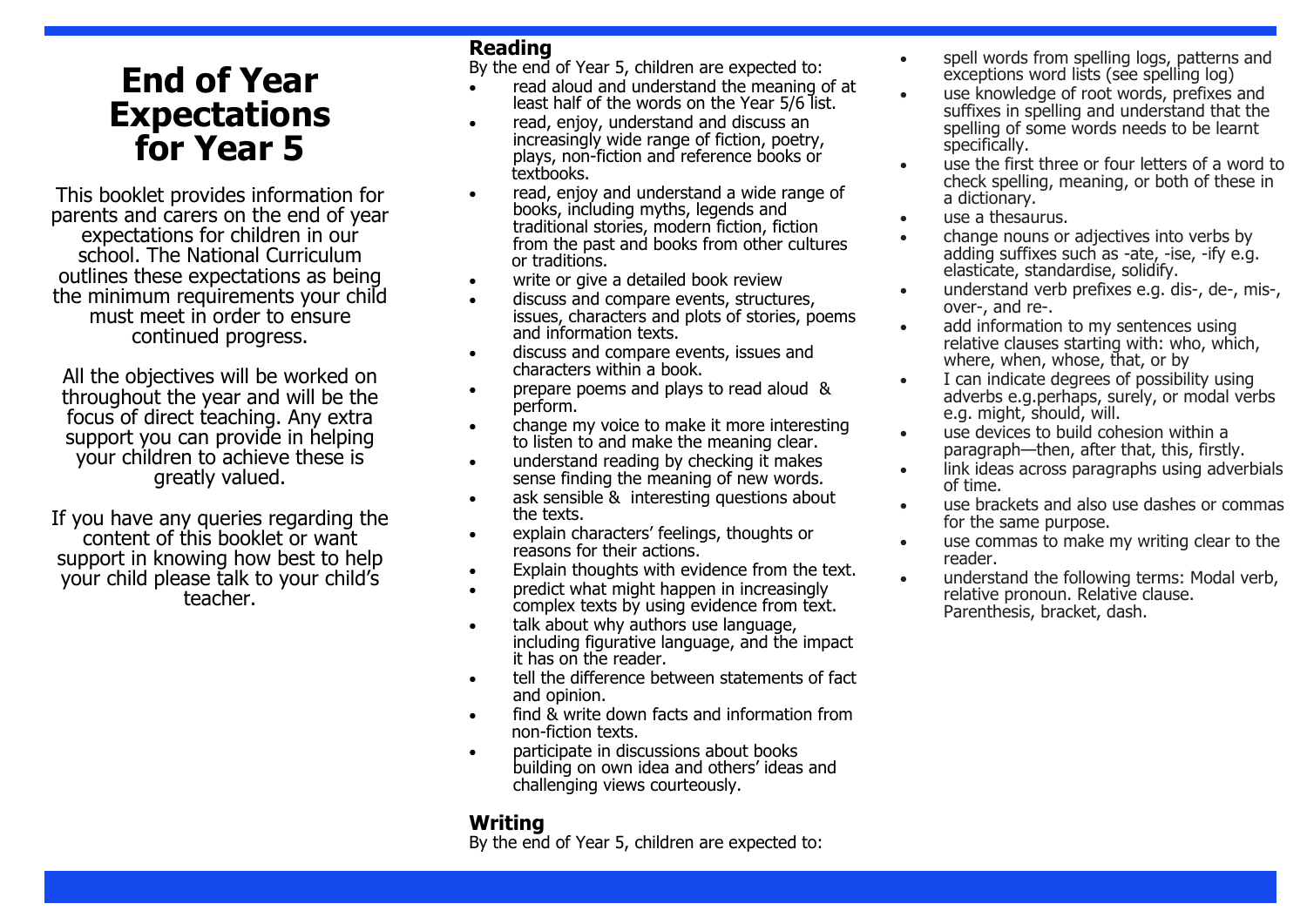# End of Year Expectations for Year 5

This booklet provides information for parents and carers on the end of year expectations for children in our school. The National Curriculum outlines these expectations as being the minimum requirements your child must meet in order to ensure continued progress.

All the objectives will be worked on throughout the year and will be the focus of direct teaching. Any extra support you can provide in helping your children to achieve these is greatly valued.

If you have any queries regarding the content of this booklet or want support in knowing how best to help your child please talk to your child's teacher.

## Reading

By the end of Year 5, children are expected to:

- read aloud and understand the meaning of at least half of the words on the Year 5/6 list.
- read, enjoy, understand and discuss an increasingly wide range of fiction, poetry, plays, non-fiction and reference books or textbooks.
- read, enjoy and understand a wide range of books, including myths, legends and traditional stories, modern fiction, fiction from the past and books from other cultures or traditions.
- write or give a detailed book review
- discuss and compare events, structures, issues, characters and plots of stories, poems and information texts.
- discuss and compare events, issues and characters within a book.
- prepare poems and plays to read aloud & perform.
- change my voice to make it more interesting to listen to and make the meaning clear.
- understand reading by checking it makes sense finding the meaning of new words.
- ask sensible & interesting questions about the texts.
- explain characters' feelings, thoughts or reasons for their actions.
- Explain thoughts with evidence from the text.
- predict what might happen in increasingly complex texts by using evidence from text.
- talk about why authors use language, including figurative language, and the impact it has on the reader.
- tell the difference between statements of fact and opinion.
- find & write down facts and information from non-fiction texts.
- participate in discussions about books building on own idea and others' ideas and challenging views courteously.

## Writing

By the end of Year 5, children are expected to:

- spell words from spelling logs, patterns and exceptions word lists (see spelling log)
- use knowledge of root words, prefixes and suffixes in spelling and understand that the spelling of some words needs to be learnt specifically.
- use the first three or four letters of a word to check spelling, meaning, or both of these in a dictionary.
- use a thesaurus.
- change nouns or adjectives into verbs by adding suffixes such as -ate, -ise, -ify e.g. elasticate, standardise, solidify.
- understand verb prefixes e.g. dis-, de-, mis-, over-, and re-.
- add information to my sentences using relative clauses starting with: who, which, where, when, whose, that, or by
- I can indicate degrees of possibility using adverbs e.g.perhaps, surely, or modal verbs e.g. might, should, will.
- use devices to build cohesion within a paragraph—then, after that, this, firstly.
- link ideas across paragraphs using adverbials of time.
- use brackets and also use dashes or commas for the same purpose.
- use commas to make my writing clear to the reader.
- understand the following terms: Modal verb, relative pronoun. Relative clause. Parenthesis, bracket, dash.